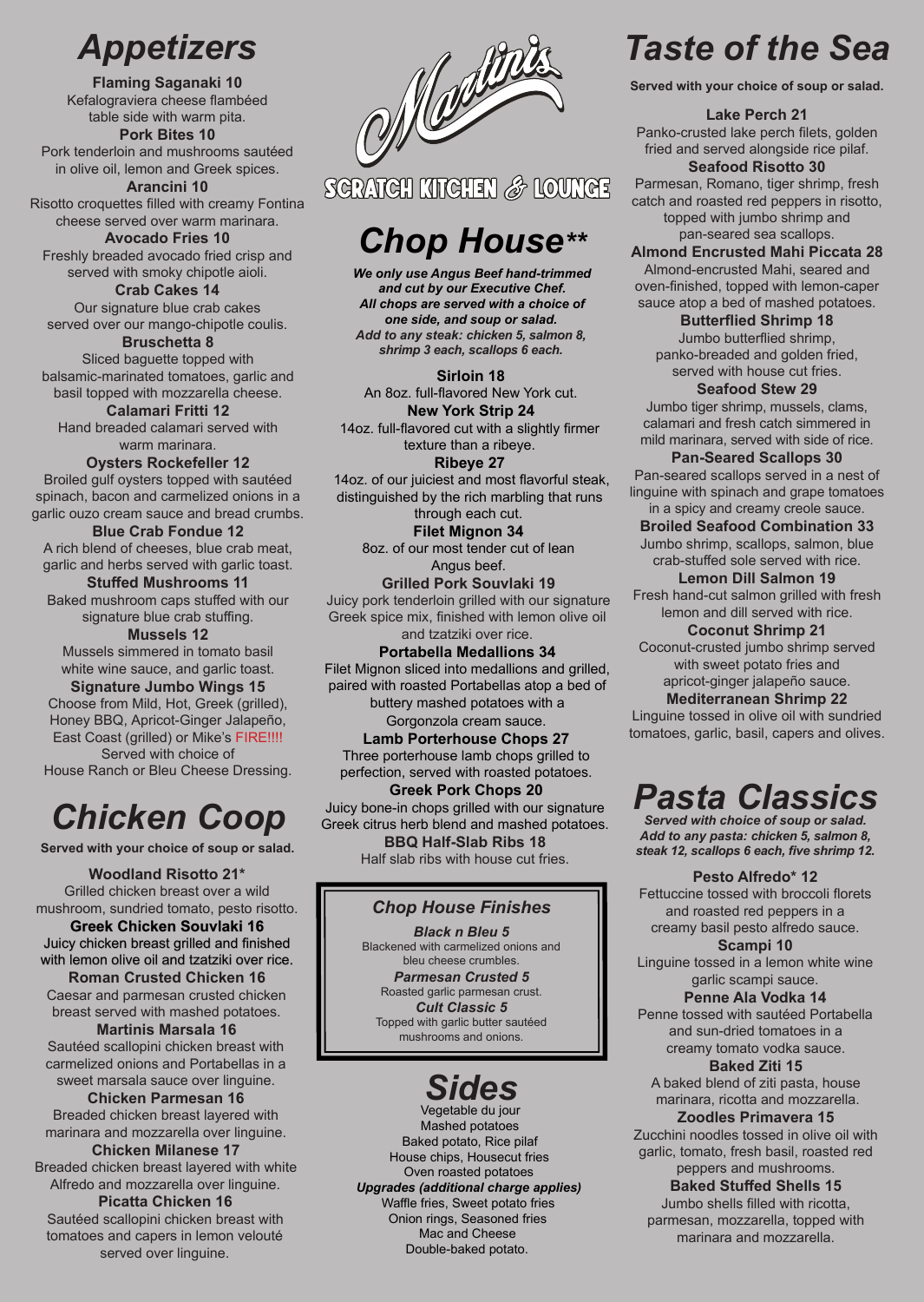# Martinis

## SCRATCH KITCHEN & LOUNGE

## Appetizers

**Flaming Saganaki 10**
Kefalograviera cheese flambéed table side with warm pita.

**Pork Bites 10**
Pork tenderloin and mushrooms sautéed in olive oil, lemon and Greek spices.

**Arancini 10**
Risotto croquettes filled with creamy Fontina cheese served over warm marinara.

**Avocado Fries 10**
Freshly breaded avocado fried crisp and served with smoky chipotle aioli.

**Crab Cakes 14**
Our signature blue crab cakes served over our mango-chipotle coulis.

**Bruschetta 8**
Sliced baguette topped with balsamic-marinated tomatoes, garlic and basil topped with mozzarella cheese.

**Calamari Fritti 12**
Hand breaded calamari served with warm marinara.

**Oysters Rockefeller 12**
Broiled gulf oysters topped with sautéed spinach, bacon and carmelized onions in a garlic ouzo cream sauce and bread crumbs.

**Blue Crab Fondue 12**
A rich blend of cheeses, blue crab meat, garlic and herbs served with garlic toast.

**Stuffed Mushrooms 11**
Baked mushroom caps stuffed with our signature blue crab stuffing.

**Mussels 12**
Mussels simmered in tomato basil white wine sauce, and garlic toast.

**Signature Jumbo Wings 15**
Choose from Mild, Hot, Greek (grilled), Honey BBQ, Apricot-Ginger Jalapeño, East Coast (grilled) or Mike's FIRE!!!!
Served with choice of House Ranch or Bleu Cheese Dressing.

## Chicken Coop

**Served with your choice of soup or salad.**

**Woodland Risotto 21***
Grilled chicken breast over a wild mushroom, sundried tomato, pesto risotto.

**Greek Chicken Souvlaki 16**
Juicy chicken breast grilled and finished with lemon olive oil and tzatziki over rice.

**Roman Crusted Chicken 16**
Caesar and parmesan crusted chicken breast served with mashed potatoes.

**Martinis Marsala 16**
Sautéed scallopini chicken breast with carmelized onions and Portabellas in a sweet marsala sauce over linguine.

**Chicken Parmesan 16**
Breaded chicken breast layered with marinara and mozzarella over linguine.

**Chicken Milanese 17**
Breaded chicken breast layered with white Alfredo and mozzarella over linguine.

**Picatta Chicken 16**
Sautéed scallopini chicken breast with tomatoes and capers in lemon velouté served over linguine.

## Chop House**

***We only use Angus Beef hand-trimmed and cut by our Executive Chef. All chops are served with a choice of one side, and soup or salad. Add to any steak: chicken 5, salmon 8, shrimp 3 each, scallops 6 each.***

**Sirloin 18**
An 8oz. full-flavored New York cut.

**New York Strip 24**
14oz. full-flavored cut with a slightly firmer texture than a ribeye.

**Ribeye 27**
14oz. of our juiciest and most flavorful steak, distinguished by the rich marbling that runs through each cut.

**Filet Mignon 34**
8oz. of our most tender cut of lean Angus beef.

**Grilled Pork Souvlaki 19**
Juicy pork tenderloin grilled with our signature Greek spice mix, finished with lemon olive oil and tzatziki over rice.

**Portabella Medallions 34**
Filet Mignon sliced into medallions and grilled, paired with roasted Portabellas atop a bed of buttery mashed potatoes with a Gorgonzola cream sauce.

**Lamb Porterhouse Chops 27**
Three porterhouse lamb chops grilled to perfection, served with roasted potatoes.

**Greek Pork Chops 20**
Juicy bone-in chops grilled with our signature Greek citrus herb blend and mashed potatoes.

**BBQ Half-Slab Ribs 18**
Half slab ribs with house cut fries.

### Chop House Finishes

***Black n Bleu 5***
Blackened with carmelized onions and bleu cheese crumbles.

***Parmesan Crusted 5***
Roasted garlic parmesan crust.

***Cult Classic 5***
Topped with garlic butter sautéed mushrooms and onions.

## Sides

Vegetable du jour
Mashed potatoes
Baked potato, Rice pilaf
House chips, Housecut fries
Oven roasted potatoes

***Upgrades (additional charge applies)***
Waffle fries, Sweet potato fries
Onion rings, Seasoned fries
Mac and Cheese
Double-baked potato.

## Taste of the Sea

**Served with your choice of soup or salad.**

**Lake Perch 21**
Panko-crusted lake perch filets, golden fried and served alongside rice pilaf.

**Seafood Risotto 30**
Parmesan, Romano, tiger shrimp, fresh catch and roasted red peppers in risotto, topped with jumbo shrimp and pan-seared sea scallops.

**Almond Encrusted Mahi Piccata 28**
Almond-encrusted Mahi, seared and oven-finished, topped with lemon-caper sauce atop a bed of mashed potatoes.

**Butterflied Shrimp 18**
Jumbo butterflied shrimp, panko-breaded and golden fried, served with house cut fries.

**Seafood Stew 29**
Jumbo tiger shrimp, mussels, clams, calamari and fresh catch simmered in mild marinara, served with side of rice.

**Pan-Seared Scallops 30**
Pan-seared scallops served in a nest of linguine with spinach and grape tomatoes in a spicy and creamy creole sauce.

**Broiled Seafood Combination 33**
Jumbo shrimp, scallops, salmon, blue crab-stuffed sole served with rice.

**Lemon Dill Salmon 19**
Fresh hand-cut salmon grilled with fresh lemon and dill served with rice.

**Coconut Shrimp 21**
Coconut-crusted jumbo shrimp served with sweet potato fries and apricot-ginger jalapeño sauce.

**Mediterranean Shrimp 22**
Linguine tossed in olive oil with sundried tomatoes, garlic, basil, capers and olives.

## Pasta Classics

***Served with choice of soup or salad. Add to any pasta: chicken 5, salmon 8, steak 12, scallops 6 each, five shrimp 12.***

**Pesto Alfredo* 12**
Fettuccine tossed with broccoli florets and roasted red peppers in a creamy basil pesto alfredo sauce.

**Scampi 10**
Linguine tossed in a lemon white wine garlic scampi sauce.

**Penne Ala Vodka 14**
Penne tossed with sautéed Portabella and sun-dried tomatoes in a creamy tomato vodka sauce.

**Baked Ziti 15**
A baked blend of ziti pasta, house marinara, ricotta and mozzarella.

**Zoodles Primavera 15**
Zucchini noodles tossed in olive oil with garlic, tomato, fresh basil, roasted red peppers and mushrooms.

**Baked Stuffed Shells 15**
Jumbo shells filled with ricotta, parmesan, mozzarella, topped with marinara and mozzarella.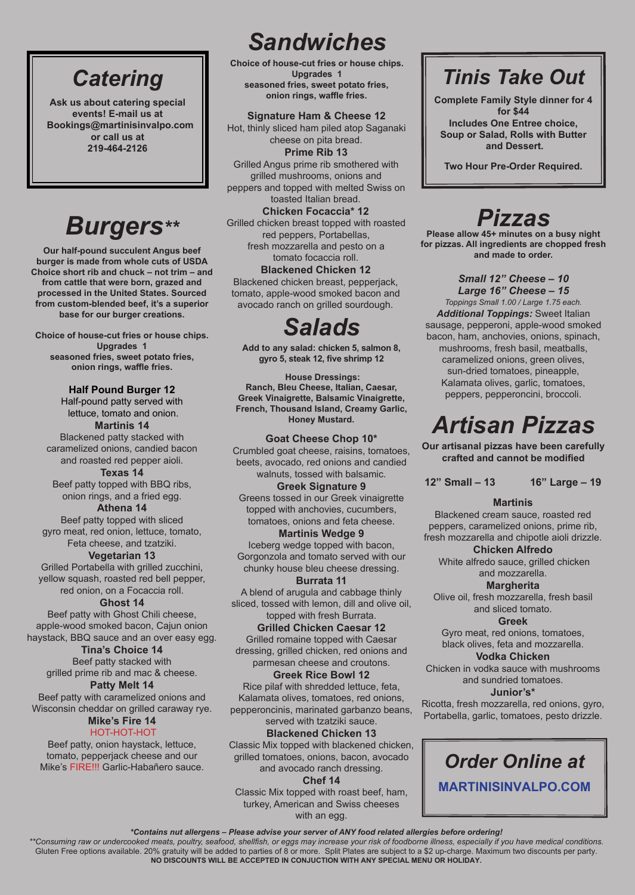## Catering

**Ask us about catering special events! E-mail us at Bookings@martinisinvalpo.com or call us at 219-464-2126**

## Burgers**

**Our half-pound succulent Angus beef burger is made from whole cuts of USDA Choice short rib and chuck – not trim – and from cattle that were born, grazed and processed in the United States. Sourced from custom-blended beef, it's a superior base for our burger creations.**

**Choice of house-cut fries or house chips.**
**Upgrades 1**
**seasoned fries, sweet potato fries, onion rings, waffle fries.**

**Half Pound Burger 12**
Half-pound patty served with lettuce, tomato and onion.

**Martinis 14**
Blackened patty stacked with caramelized onions, candied bacon and roasted red pepper aioli.

**Texas 14**
Beef patty topped with BBQ ribs, onion rings, and a fried egg.

**Athena 14**
Beef patty topped with sliced gyro meat, red onion, lettuce, tomato, Feta cheese, and tzatziki.

**Vegetarian 13**
Grilled Portabella with grilled zucchini, yellow squash, roasted red bell pepper, red onion, on a Focaccia roll.

**Ghost 14**
Beef patty with Ghost Chili cheese, apple-wood smoked bacon, Cajun onion haystack, BBQ sauce and an over easy egg.

**Tina's Choice 14**
Beef patty stacked with grilled prime rib and mac & cheese.

**Patty Melt 14**
Beef patty with caramelized onions and Wisconsin cheddar on grilled caraway rye.

**Mike's Fire 14**
HOT-HOT-HOT
Beef patty, onion haystack, lettuce, tomato, pepperjack cheese and our Mike's FIRE!!! Garlic-Habañero sauce.

## Sandwiches

**Choice of house-cut fries or house chips.**
**Upgrades 1**
**seasoned fries, sweet potato fries, onion rings, waffle fries.**

**Signature Ham & Cheese 12**
Hot, thinly sliced ham piled atop Saganaki cheese on pita bread.

**Prime Rib 13**
Grilled Angus prime rib smothered with grilled mushrooms, onions and peppers and topped with melted Swiss on toasted Italian bread.

**Chicken Focaccia* 12**
Grilled chicken breast topped with roasted red peppers, Portabellas, fresh mozzarella and pesto on a tomato focaccia roll.

**Blackened Chicken 12**
Blackened chicken breast, pepperjack, tomato, apple-wood smoked bacon and avocado ranch on grilled sourdough.

## Salads

**Add to any salad: chicken 5, salmon 8, gyro 5, steak 12, five shrimp 12**

**House Dressings:**
**Ranch, Bleu Cheese, Italian, Caesar, Greek Vinaigrette, Balsamic Vinaigrette, French, Thousand Island, Creamy Garlic, Honey Mustard.**

**Goat Cheese Chop 10***
Crumbled goat cheese, raisins, tomatoes, beets, avocado, red onions and candied walnuts, tossed with balsamic.

**Greek Signature 9**
Greens tossed in our Greek vinaigrette topped with anchovies, cucumbers, tomatoes, onions and feta cheese.

**Martinis Wedge 9**
Iceberg wedge topped with bacon, Gorgonzola and tomato served with our chunky house bleu cheese dressing.

**Burrata 11**
A blend of arugula and cabbage thinly sliced, tossed with lemon, dill and olive oil, topped with fresh Burrata.

**Grilled Chicken Caesar 12**
Grilled romaine topped with Caesar dressing, grilled chicken, red onions and parmesan cheese and croutons.

**Greek Rice Bowl 12**
Rice pilaf with shredded lettuce, feta, Kalamata olives, tomatoes, red onions, pepperoncinis, marinated garbanzo beans, served with tzatziki sauce.

**Blackened Chicken 13**
Classic Mix topped with blackened chicken, grilled tomatoes, onions, bacon, avocado and avocado ranch dressing.

**Chef 14**
Classic Mix topped with roast beef, ham, turkey, American and Swiss cheeses with an egg.

## Tinis Take Out

**Complete Family Style dinner for 4 for $44**
**Includes One Entree choice, Soup or Salad, Rolls with Butter and Dessert.**

**Two Hour Pre-Order Required.**

## Pizzas

**Please allow 45+ minutes on a busy night for pizzas. All ingredients are chopped fresh and made to order.**

***Small 12" Cheese – 10***
***Large 16" Cheese – 15***
*Toppings Small 1.00 / Large 1.75 each.*

***Additional Toppings:*** Sweet Italian sausage, pepperoni, apple-wood smoked bacon, ham, anchovies, onions, spinach, mushrooms, fresh basil, meatballs, caramelized onions, green olives, sun-dried tomatoes, pineapple, Kalamata olives, garlic, tomatoes, peppers, pepperoncini, broccoli.

## Artisan Pizzas

**Our artisanal pizzas have been carefully crafted and cannot be modified**

**12" Small – 13** **16" Large – 19**

**Martinis**
Blackened cream sauce, roasted red peppers, caramelized onions, prime rib, fresh mozzarella and chipotle aioli drizzle.

**Chicken Alfredo**
White alfredo sauce, grilled chicken and mozzarella.

**Margherita**
Olive oil, fresh mozzarella, fresh basil and sliced tomato.

**Greek**
Gyro meat, red onions, tomatoes, black olives, feta and mozzarella.

**Vodka Chicken**
Chicken in vodka sauce with mushrooms and sundried tomatoes.

**Junior's***
Ricotta, fresh mozzarella, red onions, gyro, Portabella, garlic, tomatoes, pesto drizzle.

## Order Online at

**MARTINISINVALPO.COM**

***Contains nut allergens – Please advise your server of ANY food related allergies before ordering!***

*\*\*Consuming raw or undercooked meats, poultry, seafood, shellfish, or eggs may increase your risk of foodborne illness, especially if you have medical conditions.*
Gluten Free options available. 20% gratuity will be added to parties of 8 or more. Split Plates are subject to a $2 up-charge. Maximum two discounts per party.
**NO DISCOUNTS WILL BE ACCEPTED IN CONJUCTION WITH ANY SPECIAL MENU OR HOLIDAY.**